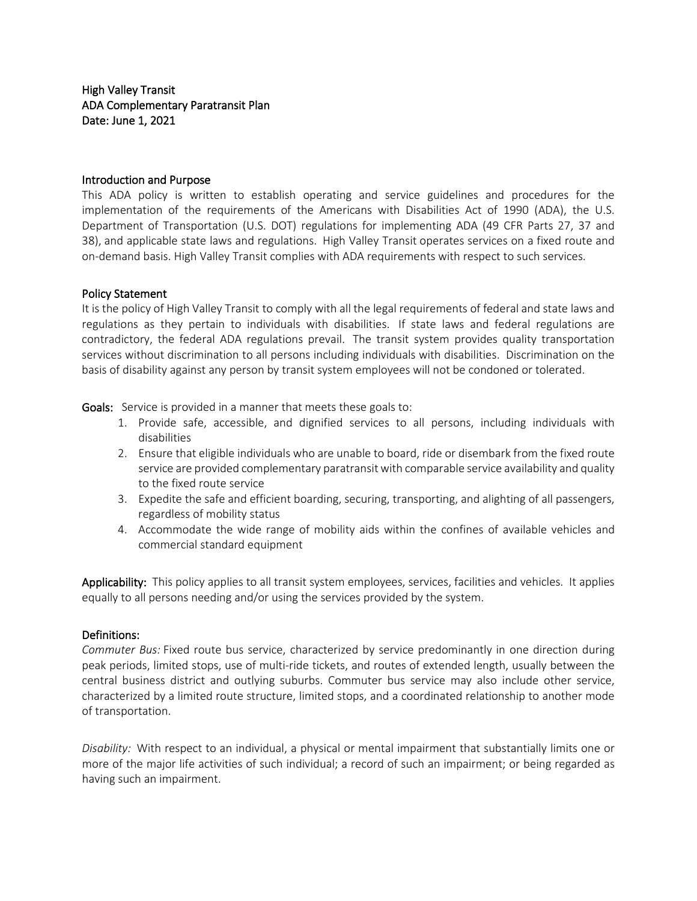# High Valley Transit
## ADA Complementary Paratransit Plan
Date: June 1, 2021

## Introduction and Purpose

This ADA policy is written to establish operating and service guidelines and procedures for the implementation of the requirements of the Americans with Disabilities Act of 1990 (ADA), the U.S. Department of Transportation (U.S. DOT) regulations for implementing ADA (49 CFR Parts 27, 37 and 38), and applicable state laws and regulations. High Valley Transit operates services on a fixed route and on-demand basis. High Valley Transit complies with ADA requirements with respect to such services.

## Policy Statement

It is the policy of High Valley Transit to comply with all the legal requirements of federal and state laws and regulations as they pertain to individuals with disabilities. If state laws and federal regulations are contradictory, the federal ADA regulations prevail. The transit system provides quality transportation services without discrimination to all persons including individuals with disabilities. Discrimination on the basis of disability against any person by transit system employees will not be condoned or tolerated.

**Goals:** Service is provided in a manner that meets these goals to:

1. Provide safe, accessible, and dignified services to all persons, including individuals with disabilities
2. Ensure that eligible individuals who are unable to board, ride or disembark from the fixed route service are provided complementary paratransit with comparable service availability and quality to the fixed route service
3. Expedite the safe and efficient boarding, securing, transporting, and alighting of all passengers, regardless of mobility status
4. Accommodate the wide range of mobility aids within the confines of available vehicles and commercial standard equipment

**Applicability:** This policy applies to all transit system employees, services, facilities and vehicles. It applies equally to all persons needing and/or using the services provided by the system.

## Definitions:

*Commuter Bus:* Fixed route bus service, characterized by service predominantly in one direction during peak periods, limited stops, use of multi-ride tickets, and routes of extended length, usually between the central business district and outlying suburbs. Commuter bus service may also include other service, characterized by a limited route structure, limited stops, and a coordinated relationship to another mode of transportation.

*Disability:* With respect to an individual, a physical or mental impairment that substantially limits one or more of the major life activities of such individual; a record of such an impairment; or being regarded as having such an impairment.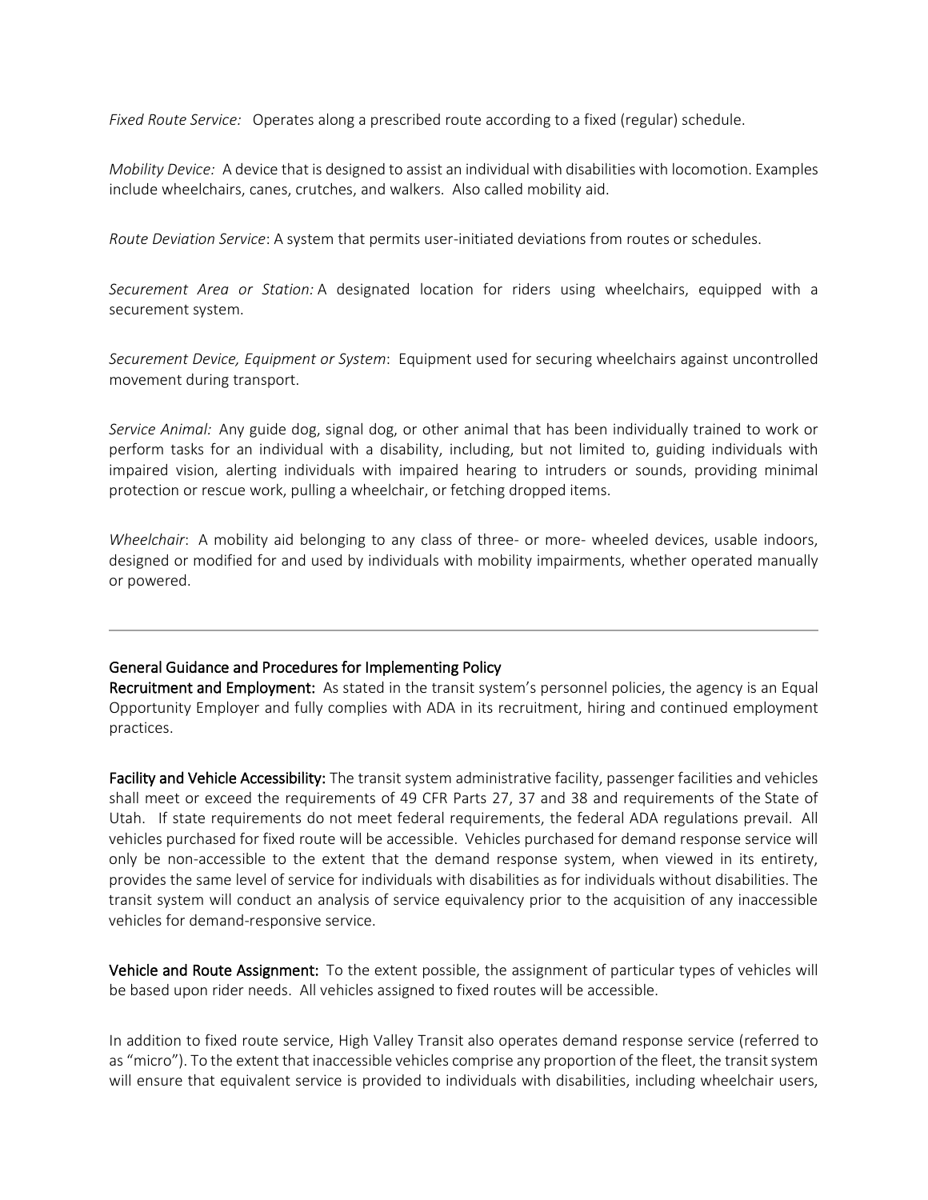*Fixed Route Service:* Operates along a prescribed route according to a fixed (regular) schedule.

*Mobility Device:* A device that is designed to assist an individual with disabilities with locomotion. Examples include wheelchairs, canes, crutches, and walkers. Also called mobility aid.

*Route Deviation Service*: A system that permits user-initiated deviations from routes or schedules.

*Securement Area or Station:* A designated location for riders using wheelchairs, equipped with a securement system.

*Securement Device, Equipment or System*: Equipment used for securing wheelchairs against uncontrolled movement during transport.

*Service Animal:* Any guide dog, signal dog, or other animal that has been individually trained to work or perform tasks for an individual with a disability, including, but not limited to, guiding individuals with impaired vision, alerting individuals with impaired hearing to intruders or sounds, providing minimal protection or rescue work, pulling a wheelchair, or fetching dropped items.

*Wheelchair*: A mobility aid belonging to any class of three- or more- wheeled devices, usable indoors, designed or modified for and used by individuals with mobility impairments, whether operated manually or powered.

---

## General Guidance and Procedures for Implementing Policy

**Recruitment and Employment:** As stated in the transit system's personnel policies, the agency is an Equal Opportunity Employer and fully complies with ADA in its recruitment, hiring and continued employment practices.

**Facility and Vehicle Accessibility:** The transit system administrative facility, passenger facilities and vehicles shall meet or exceed the requirements of 49 CFR Parts 27, 37 and 38 and requirements of the State of Utah. If state requirements do not meet federal requirements, the federal ADA regulations prevail. All vehicles purchased for fixed route will be accessible. Vehicles purchased for demand response service will only be non-accessible to the extent that the demand response system, when viewed in its entirety, provides the same level of service for individuals with disabilities as for individuals without disabilities. The transit system will conduct an analysis of service equivalency prior to the acquisition of any inaccessible vehicles for demand-responsive service.

**Vehicle and Route Assignment:** To the extent possible, the assignment of particular types of vehicles will be based upon rider needs. All vehicles assigned to fixed routes will be accessible.

In addition to fixed route service, High Valley Transit also operates demand response service (referred to as "micro"). To the extent that inaccessible vehicles comprise any proportion of the fleet, the transit system will ensure that equivalent service is provided to individuals with disabilities, including wheelchair users,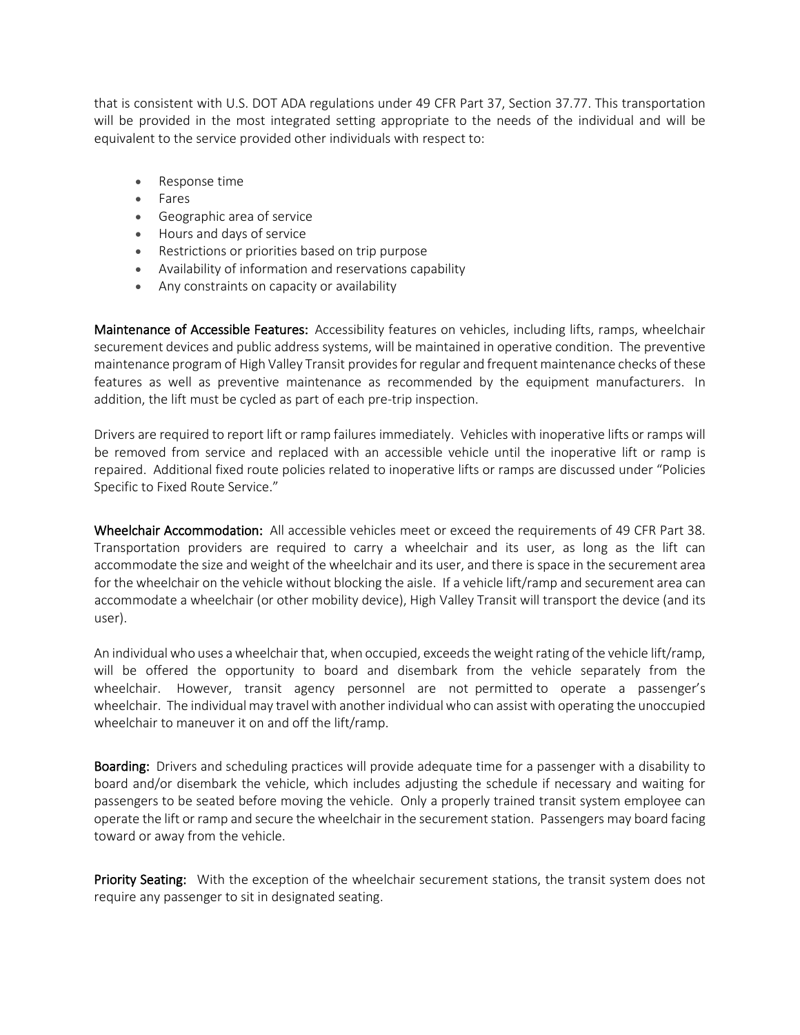that is consistent with U.S. DOT ADA regulations under 49 CFR Part 37, Section 37.77. This transportation will be provided in the most integrated setting appropriate to the needs of the individual and will be equivalent to the service provided other individuals with respect to:

- Response time
- Fares
- Geographic area of service
- Hours and days of service
- Restrictions or priorities based on trip purpose
- Availability of information and reservations capability
- Any constraints on capacity or availability

**Maintenance of Accessible Features:** Accessibility features on vehicles, including lifts, ramps, wheelchair securement devices and public address systems, will be maintained in operative condition. The preventive maintenance program of High Valley Transit provides for regular and frequent maintenance checks of these features as well as preventive maintenance as recommended by the equipment manufacturers. In addition, the lift must be cycled as part of each pre-trip inspection.

Drivers are required to report lift or ramp failures immediately. Vehicles with inoperative lifts or ramps will be removed from service and replaced with an accessible vehicle until the inoperative lift or ramp is repaired. Additional fixed route policies related to inoperative lifts or ramps are discussed under "Policies Specific to Fixed Route Service."

**Wheelchair Accommodation:** All accessible vehicles meet or exceed the requirements of 49 CFR Part 38. Transportation providers are required to carry a wheelchair and its user, as long as the lift can accommodate the size and weight of the wheelchair and its user, and there is space in the securement area for the wheelchair on the vehicle without blocking the aisle. If a vehicle lift/ramp and securement area can accommodate a wheelchair (or other mobility device), High Valley Transit will transport the device (and its user).

An individual who uses a wheelchair that, when occupied, exceeds the weight rating of the vehicle lift/ramp, will be offered the opportunity to board and disembark from the vehicle separately from the wheelchair. However, transit agency personnel are not permitted to operate a passenger's wheelchair. The individual may travel with another individual who can assist with operating the unoccupied wheelchair to maneuver it on and off the lift/ramp.

**Boarding:** Drivers and scheduling practices will provide adequate time for a passenger with a disability to board and/or disembark the vehicle, which includes adjusting the schedule if necessary and waiting for passengers to be seated before moving the vehicle. Only a properly trained transit system employee can operate the lift or ramp and secure the wheelchair in the securement station. Passengers may board facing toward or away from the vehicle.

**Priority Seating:** With the exception of the wheelchair securement stations, the transit system does not require any passenger to sit in designated seating.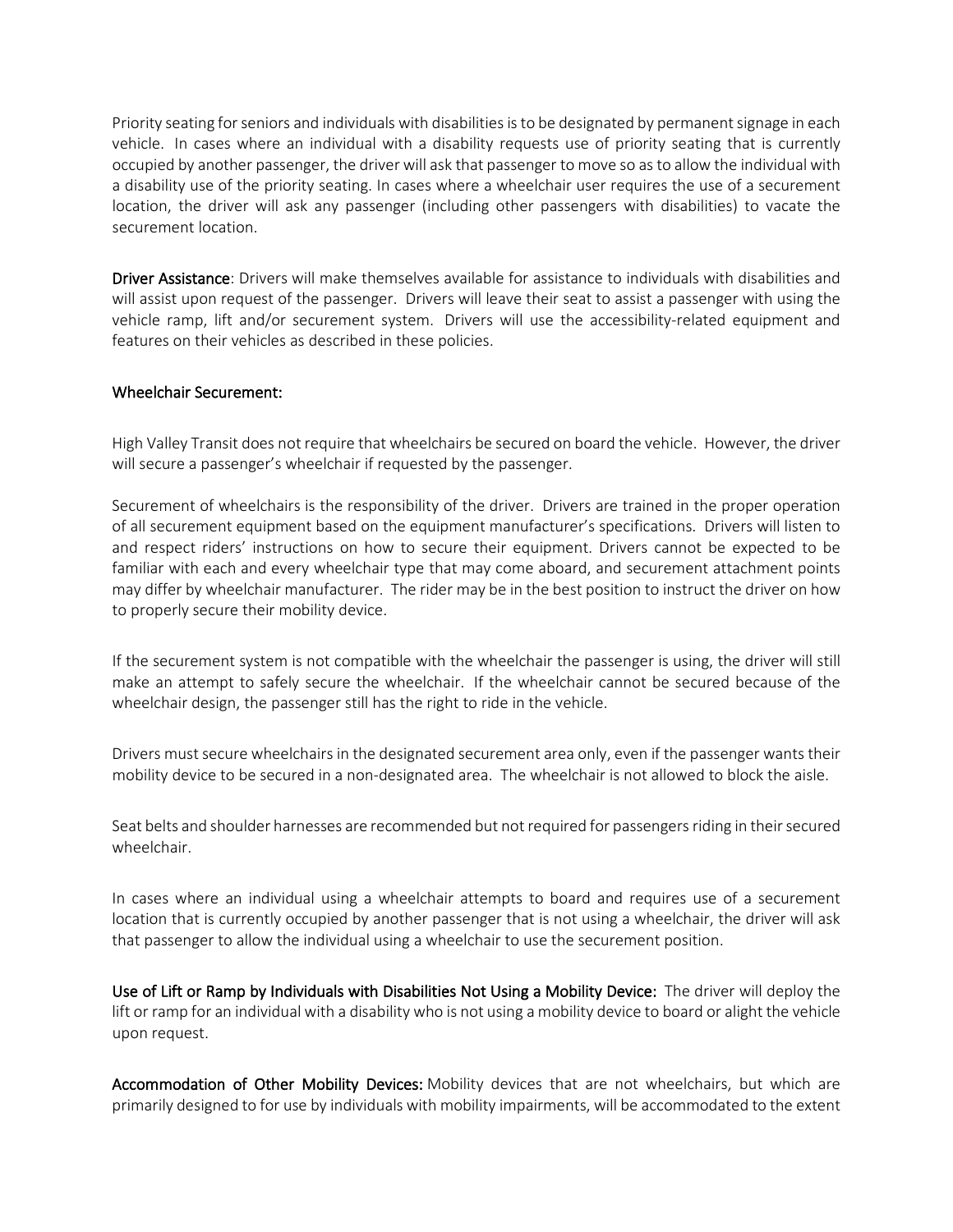Priority seating for seniors and individuals with disabilities is to be designated by permanent signage in each vehicle. In cases where an individual with a disability requests use of priority seating that is currently occupied by another passenger, the driver will ask that passenger to move so as to allow the individual with a disability use of the priority seating. In cases where a wheelchair user requires the use of a securement location, the driver will ask any passenger (including other passengers with disabilities) to vacate the securement location.

**Driver Assistance**: Drivers will make themselves available for assistance to individuals with disabilities and will assist upon request of the passenger. Drivers will leave their seat to assist a passenger with using the vehicle ramp, lift and/or securement system. Drivers will use the accessibility-related equipment and features on their vehicles as described in these policies.

**Wheelchair Securement:**

High Valley Transit does not require that wheelchairs be secured on board the vehicle. However, the driver will secure a passenger's wheelchair if requested by the passenger.

Securement of wheelchairs is the responsibility of the driver. Drivers are trained in the proper operation of all securement equipment based on the equipment manufacturer's specifications. Drivers will listen to and respect riders' instructions on how to secure their equipment. Drivers cannot be expected to be familiar with each and every wheelchair type that may come aboard, and securement attachment points may differ by wheelchair manufacturer. The rider may be in the best position to instruct the driver on how to properly secure their mobility device.

If the securement system is not compatible with the wheelchair the passenger is using, the driver will still make an attempt to safely secure the wheelchair. If the wheelchair cannot be secured because of the wheelchair design, the passenger still has the right to ride in the vehicle.

Drivers must secure wheelchairs in the designated securement area only, even if the passenger wants their mobility device to be secured in a non-designated area. The wheelchair is not allowed to block the aisle.

Seat belts and shoulder harnesses are recommended but not required for passengers riding in their secured wheelchair.

In cases where an individual using a wheelchair attempts to board and requires use of a securement location that is currently occupied by another passenger that is not using a wheelchair, the driver will ask that passenger to allow the individual using a wheelchair to use the securement position.

**Use of Lift or Ramp by Individuals with Disabilities Not Using a Mobility Device:** The driver will deploy the lift or ramp for an individual with a disability who is not using a mobility device to board or alight the vehicle upon request.

**Accommodation of Other Mobility Devices:** Mobility devices that are not wheelchairs, but which are primarily designed to for use by individuals with mobility impairments, will be accommodated to the extent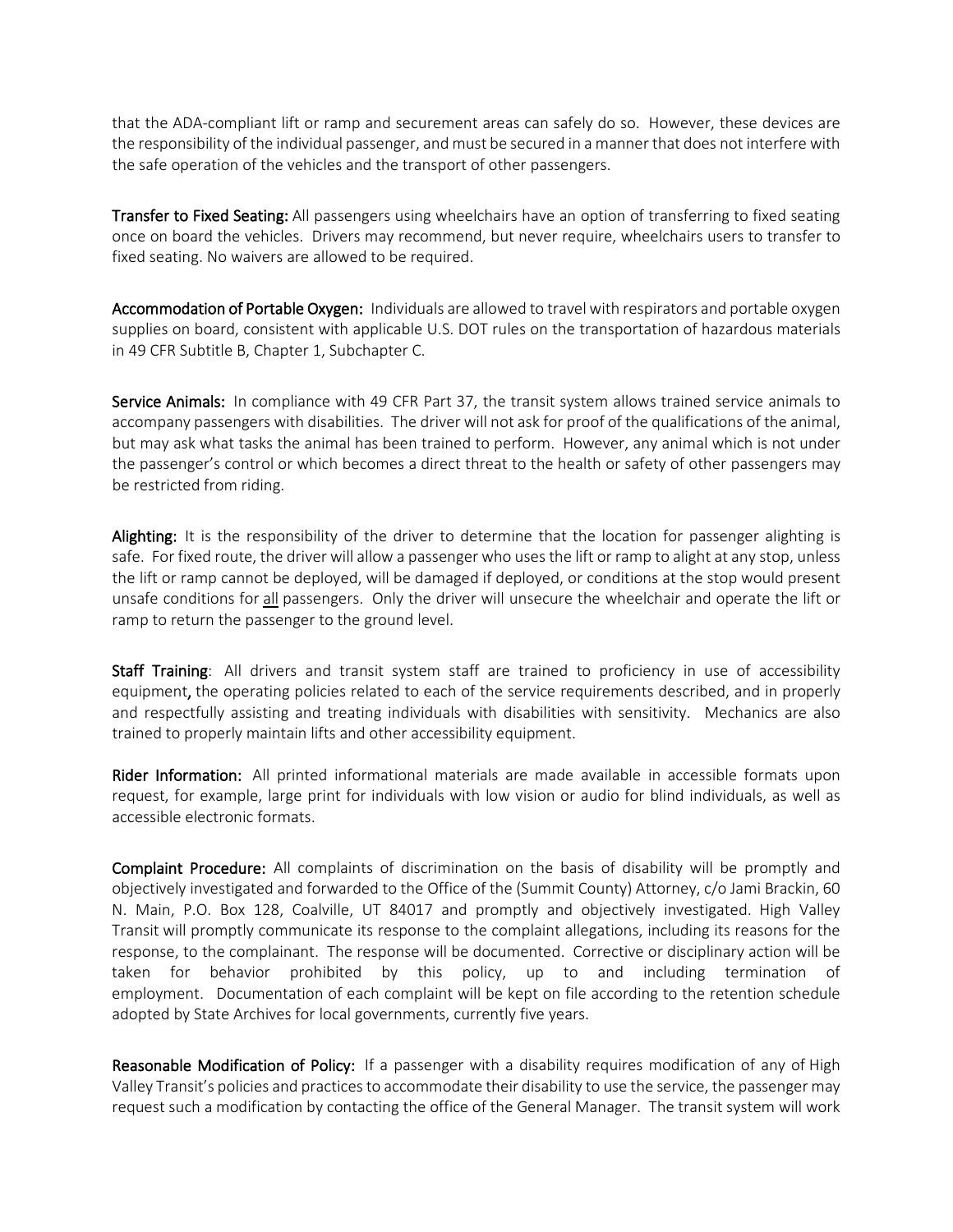that the ADA-compliant lift or ramp and securement areas can safely do so. However, these devices are the responsibility of the individual passenger, and must be secured in a manner that does not interfere with the safe operation of the vehicles and the transport of other passengers.

**Transfer to Fixed Seating:** All passengers using wheelchairs have an option of transferring to fixed seating once on board the vehicles. Drivers may recommend, but never require, wheelchairs users to transfer to fixed seating. No waivers are allowed to be required.

**Accommodation of Portable Oxygen:** Individuals are allowed to travel with respirators and portable oxygen supplies on board, consistent with applicable U.S. DOT rules on the transportation of hazardous materials in 49 CFR Subtitle B, Chapter 1, Subchapter C.

**Service Animals:** In compliance with 49 CFR Part 37, the transit system allows trained service animals to accompany passengers with disabilities. The driver will not ask for proof of the qualifications of the animal, but may ask what tasks the animal has been trained to perform. However, any animal which is not under the passenger's control or which becomes a direct threat to the health or safety of other passengers may be restricted from riding.

**Alighting:** It is the responsibility of the driver to determine that the location for passenger alighting is safe. For fixed route, the driver will allow a passenger who uses the lift or ramp to alight at any stop, unless the lift or ramp cannot be deployed, will be damaged if deployed, or conditions at the stop would present unsafe conditions for <u>all</u> passengers. Only the driver will unsecure the wheelchair and operate the lift or ramp to return the passenger to the ground level.

**Staff Training**: All drivers and transit system staff are trained to proficiency in use of accessibility equipment**,** the operating policies related to each of the service requirements described, and in properly and respectfully assisting and treating individuals with disabilities with sensitivity. Mechanics are also trained to properly maintain lifts and other accessibility equipment.

**Rider Information:** All printed informational materials are made available in accessible formats upon request, for example, large print for individuals with low vision or audio for blind individuals, as well as accessible electronic formats.

**Complaint Procedure:** All complaints of discrimination on the basis of disability will be promptly and objectively investigated and forwarded to the Office of the (Summit County) Attorney, c/o Jami Brackin, 60 N. Main, P.O. Box 128, Coalville, UT 84017 and promptly and objectively investigated. High Valley Transit will promptly communicate its response to the complaint allegations, including its reasons for the response, to the complainant. The response will be documented. Corrective or disciplinary action will be taken for behavior prohibited by this policy, up to and including termination of employment. Documentation of each complaint will be kept on file according to the retention schedule adopted by State Archives for local governments, currently five years.

**Reasonable Modification of Policy:** If a passenger with a disability requires modification of any of High Valley Transit's policies and practices to accommodate their disability to use the service, the passenger may request such a modification by contacting the office of the General Manager. The transit system will work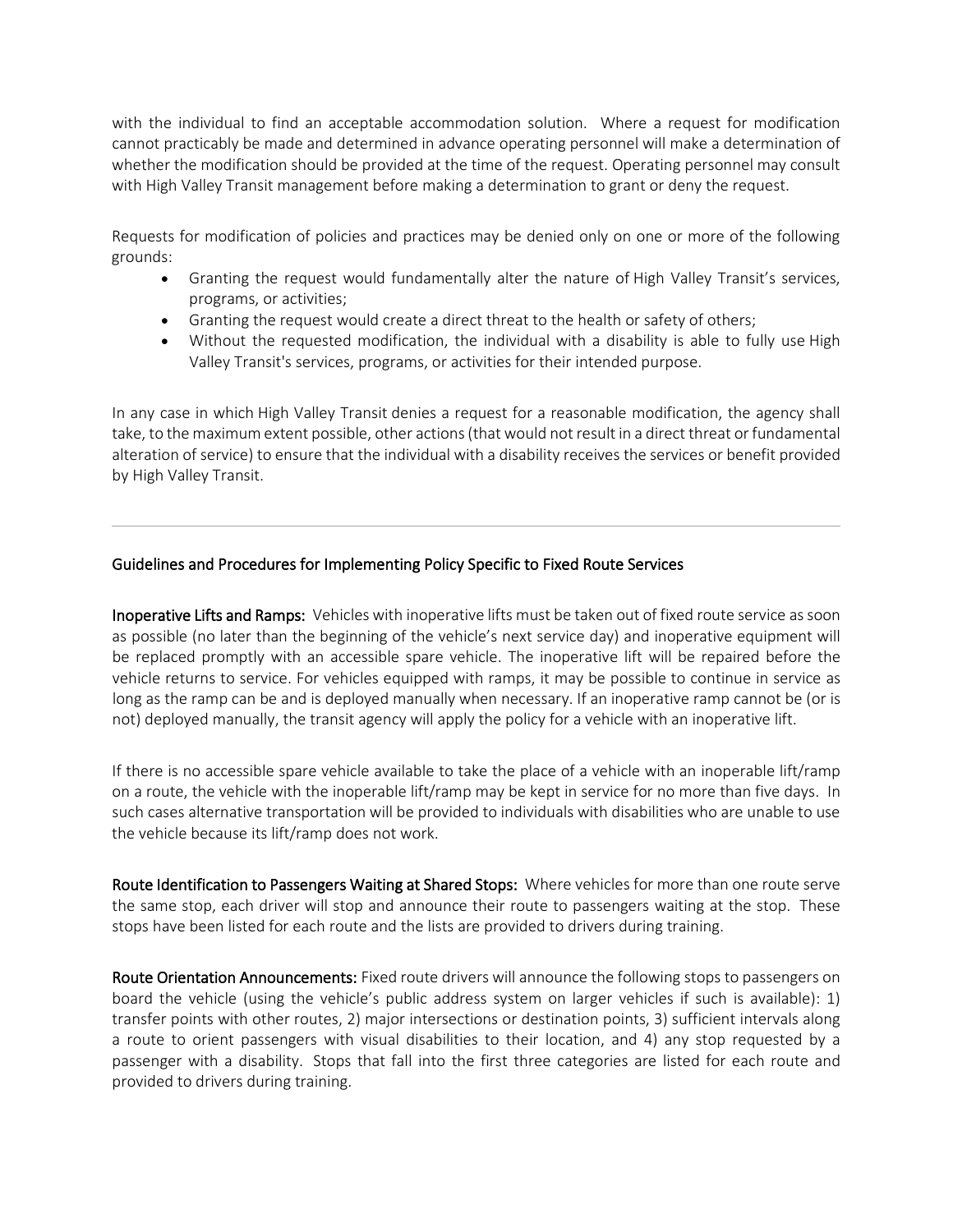with the individual to find an acceptable accommodation solution. Where a request for modification cannot practicably be made and determined in advance operating personnel will make a determination of whether the modification should be provided at the time of the request. Operating personnel may consult with High Valley Transit management before making a determination to grant or deny the request.

Requests for modification of policies and practices may be denied only on one or more of the following grounds:

- Granting the request would fundamentally alter the nature of High Valley Transit's services, programs, or activities;
- Granting the request would create a direct threat to the health or safety of others;
- Without the requested modification, the individual with a disability is able to fully use High Valley Transit's services, programs, or activities for their intended purpose.

In any case in which High Valley Transit denies a request for a reasonable modification, the agency shall take, to the maximum extent possible, other actions (that would not result in a direct threat or fundamental alteration of service) to ensure that the individual with a disability receives the services or benefit provided by High Valley Transit.

---

## Guidelines and Procedures for Implementing Policy Specific to Fixed Route Services

**Inoperative Lifts and Ramps:** Vehicles with inoperative lifts must be taken out of fixed route service as soon as possible (no later than the beginning of the vehicle's next service day) and inoperative equipment will be replaced promptly with an accessible spare vehicle. The inoperative lift will be repaired before the vehicle returns to service. For vehicles equipped with ramps, it may be possible to continue in service as long as the ramp can be and is deployed manually when necessary. If an inoperative ramp cannot be (or is not) deployed manually, the transit agency will apply the policy for a vehicle with an inoperative lift.

If there is no accessible spare vehicle available to take the place of a vehicle with an inoperable lift/ramp on a route, the vehicle with the inoperable lift/ramp may be kept in service for no more than five days. In such cases alternative transportation will be provided to individuals with disabilities who are unable to use the vehicle because its lift/ramp does not work.

**Route Identification to Passengers Waiting at Shared Stops:** Where vehicles for more than one route serve the same stop, each driver will stop and announce their route to passengers waiting at the stop. These stops have been listed for each route and the lists are provided to drivers during training.

**Route Orientation Announcements:** Fixed route drivers will announce the following stops to passengers on board the vehicle (using the vehicle's public address system on larger vehicles if such is available): 1) transfer points with other routes, 2) major intersections or destination points, 3) sufficient intervals along a route to orient passengers with visual disabilities to their location, and 4) any stop requested by a passenger with a disability. Stops that fall into the first three categories are listed for each route and provided to drivers during training.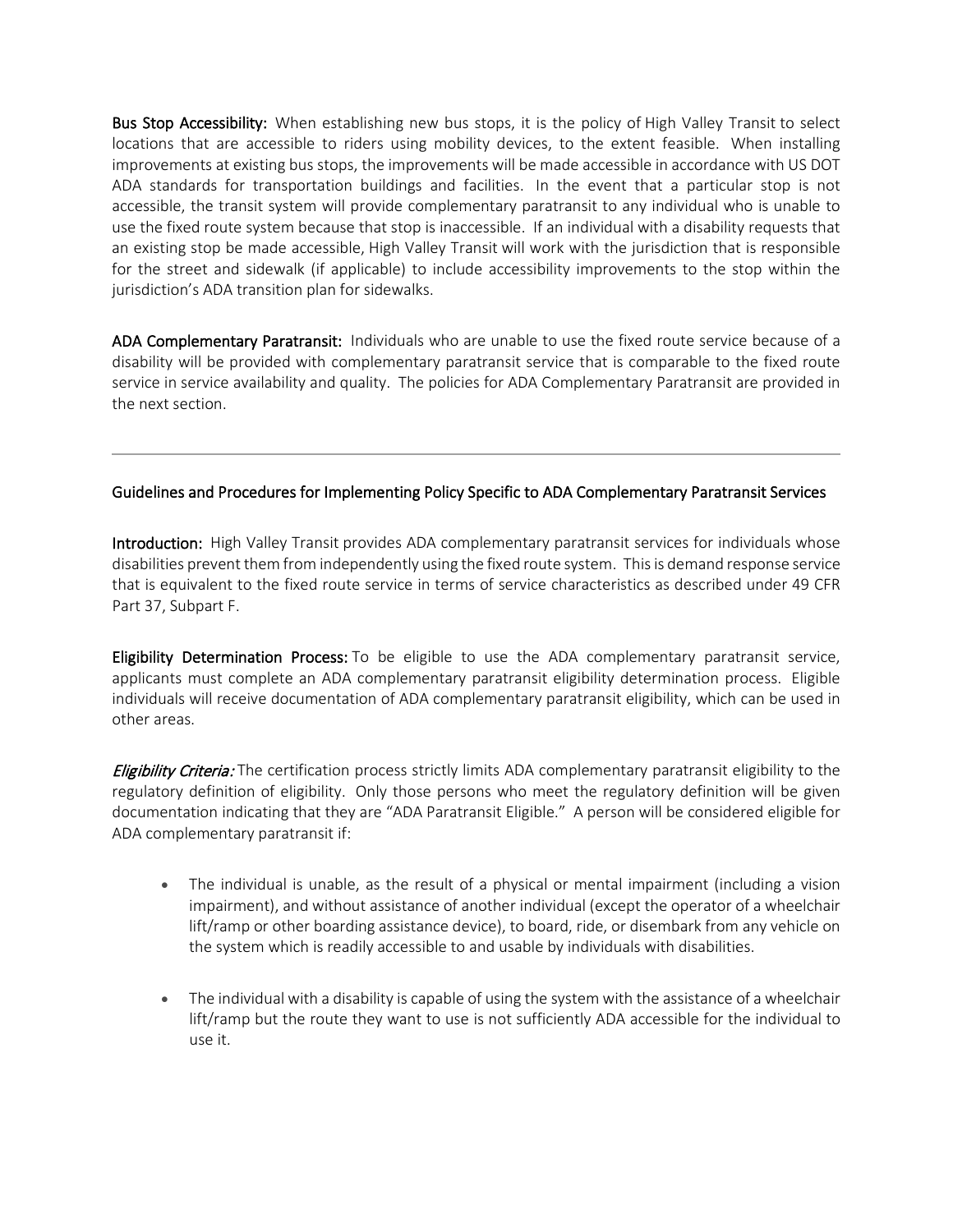**Bus Stop Accessibility:** When establishing new bus stops, it is the policy of High Valley Transit to select locations that are accessible to riders using mobility devices, to the extent feasible. When installing improvements at existing bus stops, the improvements will be made accessible in accordance with US DOT ADA standards for transportation buildings and facilities. In the event that a particular stop is not accessible, the transit system will provide complementary paratransit to any individual who is unable to use the fixed route system because that stop is inaccessible. If an individual with a disability requests that an existing stop be made accessible, High Valley Transit will work with the jurisdiction that is responsible for the street and sidewalk (if applicable) to include accessibility improvements to the stop within the jurisdiction's ADA transition plan for sidewalks.

**ADA Complementary Paratransit:** Individuals who are unable to use the fixed route service because of a disability will be provided with complementary paratransit service that is comparable to the fixed route service in service availability and quality. The policies for ADA Complementary Paratransit are provided in the next section.

---

## Guidelines and Procedures for Implementing Policy Specific to ADA Complementary Paratransit Services

**Introduction:** High Valley Transit provides ADA complementary paratransit services for individuals whose disabilities prevent them from independently using the fixed route system. This is demand response service that is equivalent to the fixed route service in terms of service characteristics as described under 49 CFR Part 37, Subpart F.

**Eligibility Determination Process:** To be eligible to use the ADA complementary paratransit service, applicants must complete an ADA complementary paratransit eligibility determination process. Eligible individuals will receive documentation of ADA complementary paratransit eligibility, which can be used in other areas.

***Eligibility Criteria:*** The certification process strictly limits ADA complementary paratransit eligibility to the regulatory definition of eligibility. Only those persons who meet the regulatory definition will be given documentation indicating that they are "ADA Paratransit Eligible." A person will be considered eligible for ADA complementary paratransit if:

- The individual is unable, as the result of a physical or mental impairment (including a vision impairment), and without assistance of another individual (except the operator of a wheelchair lift/ramp or other boarding assistance device), to board, ride, or disembark from any vehicle on the system which is readily accessible to and usable by individuals with disabilities.

- The individual with a disability is capable of using the system with the assistance of a wheelchair lift/ramp but the route they want to use is not sufficiently ADA accessible for the individual to use it.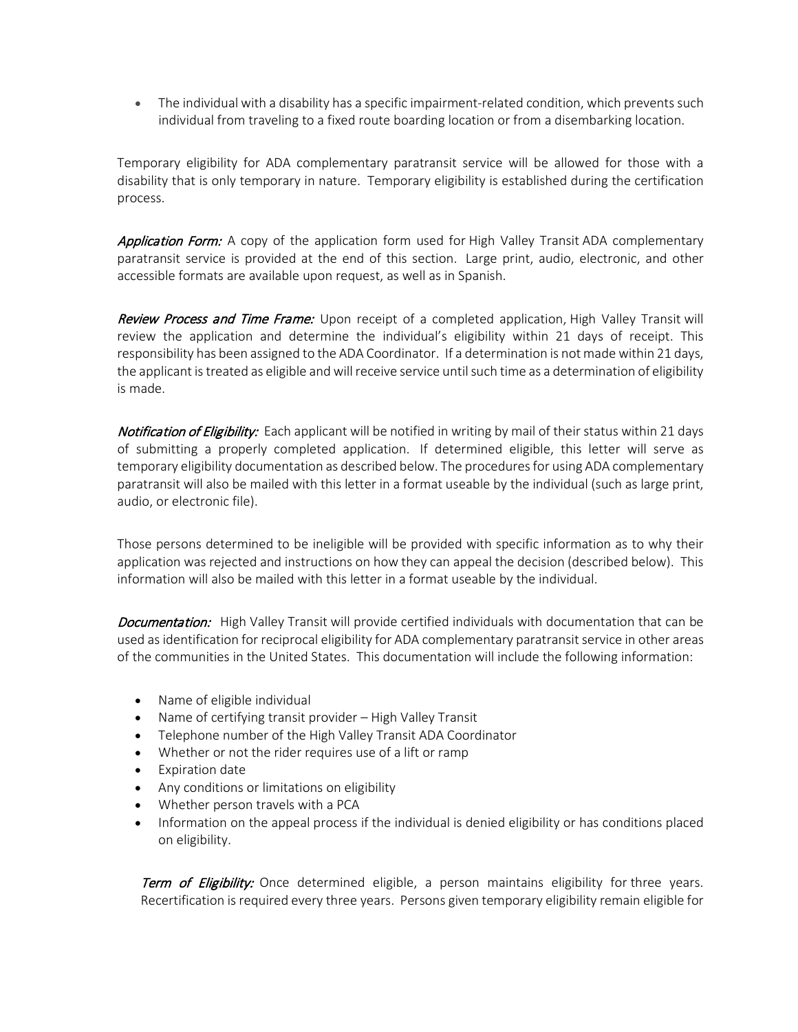- The individual with a disability has a specific impairment-related condition, which prevents such individual from traveling to a fixed route boarding location or from a disembarking location.

Temporary eligibility for ADA complementary paratransit service will be allowed for those with a disability that is only temporary in nature. Temporary eligibility is established during the certification process.

***Application Form:*** A copy of the application form used for High Valley Transit ADA complementary paratransit service is provided at the end of this section. Large print, audio, electronic, and other accessible formats are available upon request, as well as in Spanish.

***Review Process and Time Frame:*** Upon receipt of a completed application, High Valley Transit will review the application and determine the individual's eligibility within 21 days of receipt. This responsibility has been assigned to the ADA Coordinator. If a determination is not made within 21 days, the applicant is treated as eligible and will receive service until such time as a determination of eligibility is made.

***Notification of Eligibility:*** Each applicant will be notified in writing by mail of their status within 21 days of submitting a properly completed application. If determined eligible, this letter will serve as temporary eligibility documentation as described below. The procedures for using ADA complementary paratransit will also be mailed with this letter in a format useable by the individual (such as large print, audio, or electronic file).

Those persons determined to be ineligible will be provided with specific information as to why their application was rejected and instructions on how they can appeal the decision (described below). This information will also be mailed with this letter in a format useable by the individual.

***Documentation:*** High Valley Transit will provide certified individuals with documentation that can be used as identification for reciprocal eligibility for ADA complementary paratransit service in other areas of the communities in the United States. This documentation will include the following information:

- Name of eligible individual
- Name of certifying transit provider – High Valley Transit
- Telephone number of the High Valley Transit ADA Coordinator
- Whether or not the rider requires use of a lift or ramp
- Expiration date
- Any conditions or limitations on eligibility
- Whether person travels with a PCA
- Information on the appeal process if the individual is denied eligibility or has conditions placed on eligibility.

***Term of Eligibility:*** Once determined eligible, a person maintains eligibility for three years. Recertification is required every three years. Persons given temporary eligibility remain eligible for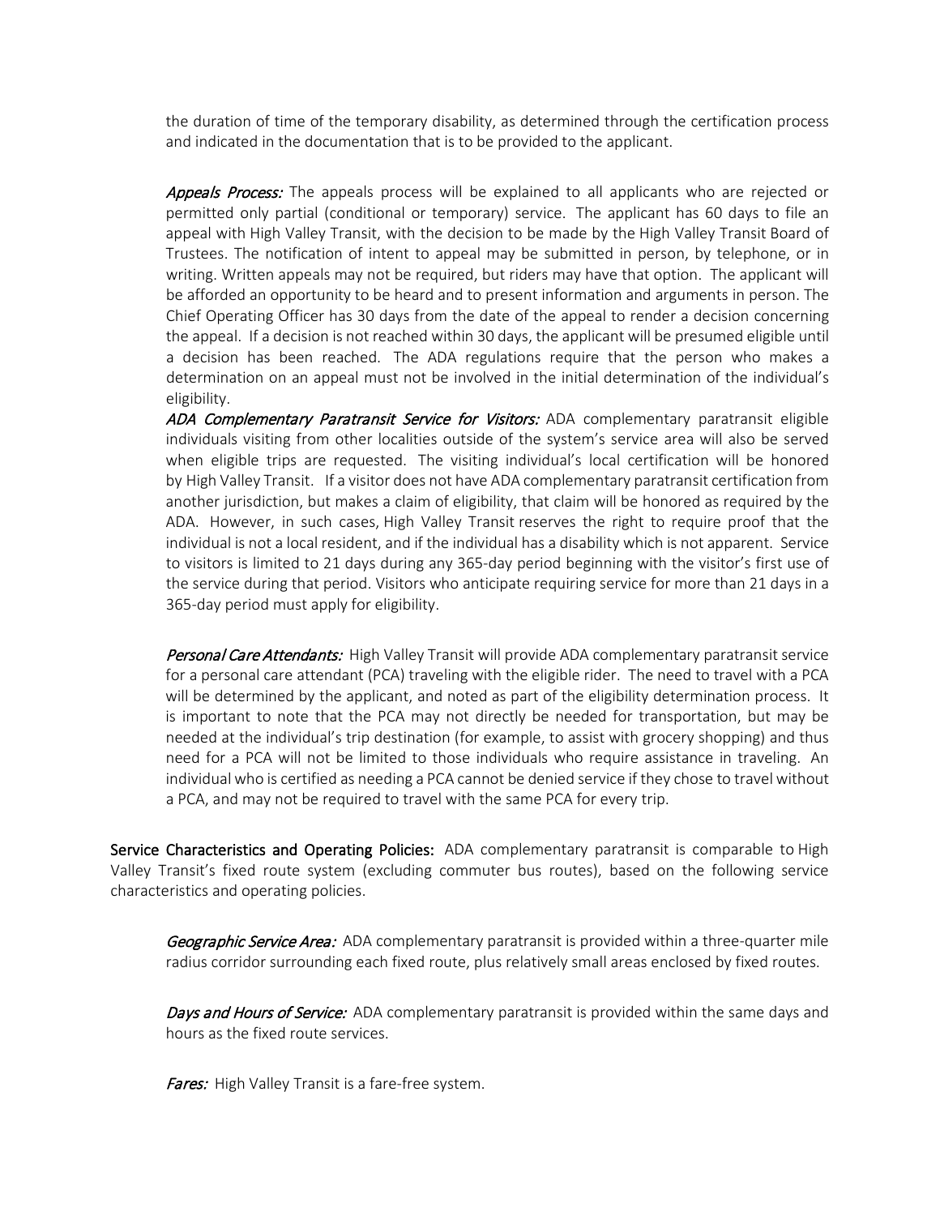the duration of time of the temporary disability, as determined through the certification process and indicated in the documentation that is to be provided to the applicant.

*Appeals Process:* The appeals process will be explained to all applicants who are rejected or permitted only partial (conditional or temporary) service. The applicant has 60 days to file an appeal with High Valley Transit, with the decision to be made by the High Valley Transit Board of Trustees. The notification of intent to appeal may be submitted in person, by telephone, or in writing. Written appeals may not be required, but riders may have that option. The applicant will be afforded an opportunity to be heard and to present information and arguments in person. The Chief Operating Officer has 30 days from the date of the appeal to render a decision concerning the appeal. If a decision is not reached within 30 days, the applicant will be presumed eligible until a decision has been reached. The ADA regulations require that the person who makes a determination on an appeal must not be involved in the initial determination of the individual's eligibility.

*ADA Complementary Paratransit Service for Visitors:* ADA complementary paratransit eligible individuals visiting from other localities outside of the system's service area will also be served when eligible trips are requested. The visiting individual's local certification will be honored by High Valley Transit. If a visitor does not have ADA complementary paratransit certification from another jurisdiction, but makes a claim of eligibility, that claim will be honored as required by the ADA. However, in such cases, High Valley Transit reserves the right to require proof that the individual is not a local resident, and if the individual has a disability which is not apparent. Service to visitors is limited to 21 days during any 365-day period beginning with the visitor's first use of the service during that period. Visitors who anticipate requiring service for more than 21 days in a 365-day period must apply for eligibility.

*Personal Care Attendants:* High Valley Transit will provide ADA complementary paratransit service for a personal care attendant (PCA) traveling with the eligible rider. The need to travel with a PCA will be determined by the applicant, and noted as part of the eligibility determination process. It is important to note that the PCA may not directly be needed for transportation, but may be needed at the individual's trip destination (for example, to assist with grocery shopping) and thus need for a PCA will not be limited to those individuals who require assistance in traveling. An individual who is certified as needing a PCA cannot be denied service if they chose to travel without a PCA, and may not be required to travel with the same PCA for every trip.

**Service Characteristics and Operating Policies:** ADA complementary paratransit is comparable to High Valley Transit's fixed route system (excluding commuter bus routes), based on the following service characteristics and operating policies.

*Geographic Service Area:* ADA complementary paratransit is provided within a three-quarter mile radius corridor surrounding each fixed route, plus relatively small areas enclosed by fixed routes.

*Days and Hours of Service:* ADA complementary paratransit is provided within the same days and hours as the fixed route services.

*Fares:* High Valley Transit is a fare-free system.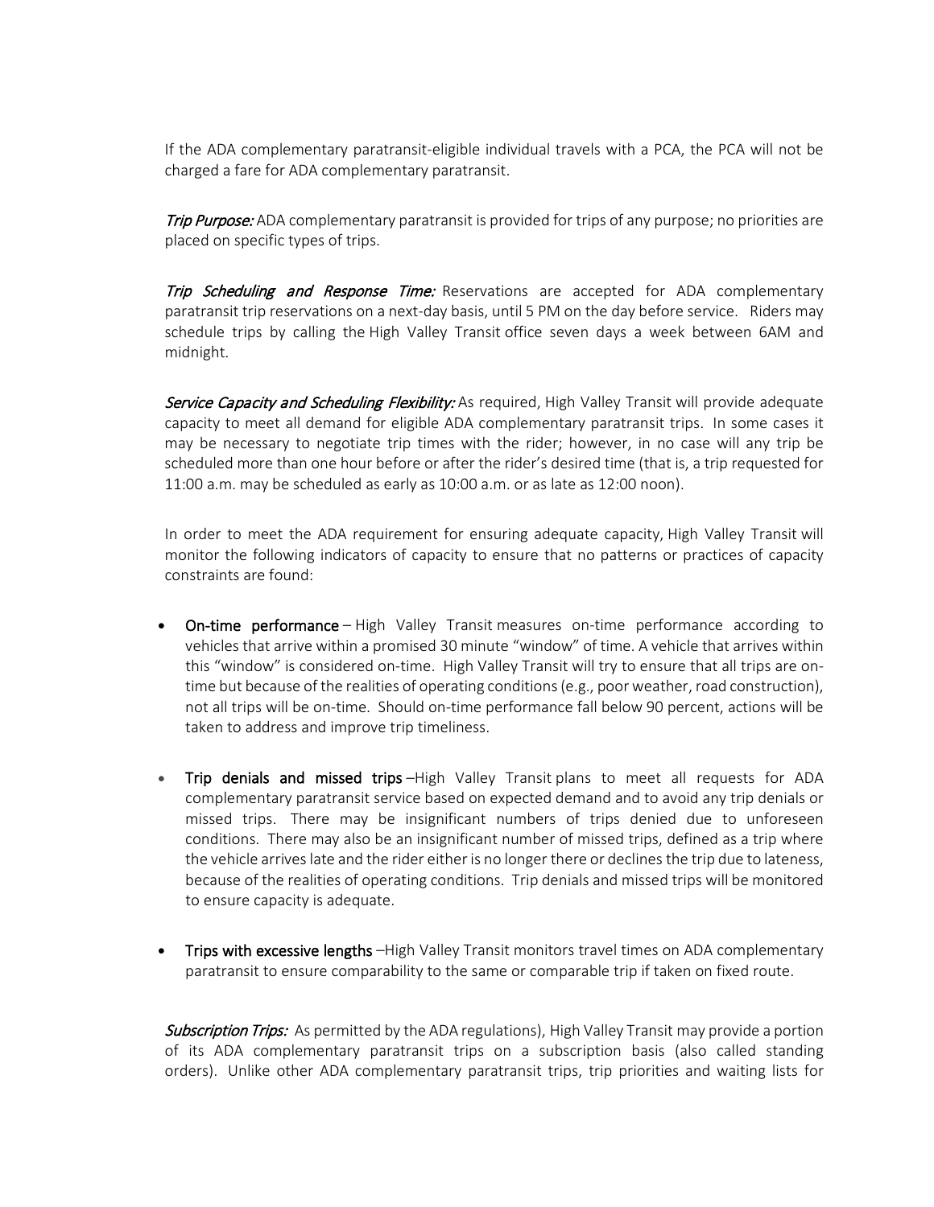If the ADA complementary paratransit-eligible individual travels with a PCA, the PCA will not be charged a fare for ADA complementary paratransit.

*Trip Purpose:* ADA complementary paratransit is provided for trips of any purpose; no priorities are placed on specific types of trips.

*Trip Scheduling and Response Time:* Reservations are accepted for ADA complementary paratransit trip reservations on a next-day basis, until 5 PM on the day before service. Riders may schedule trips by calling the High Valley Transit office seven days a week between 6AM and midnight.

*Service Capacity and Scheduling Flexibility:* As required, High Valley Transit will provide adequate capacity to meet all demand for eligible ADA complementary paratransit trips. In some cases it may be necessary to negotiate trip times with the rider; however, in no case will any trip be scheduled more than one hour before or after the rider's desired time (that is, a trip requested for 11:00 a.m. may be scheduled as early as 10:00 a.m. or as late as 12:00 noon).

In order to meet the ADA requirement for ensuring adequate capacity, High Valley Transit will monitor the following indicators of capacity to ensure that no patterns or practices of capacity constraints are found:

- **On-time performance** – High Valley Transit measures on-time performance according to vehicles that arrive within a promised 30 minute "window" of time. A vehicle that arrives within this "window" is considered on-time. High Valley Transit will try to ensure that all trips are on-time but because of the realities of operating conditions (e.g., poor weather, road construction), not all trips will be on-time. Should on-time performance fall below 90 percent, actions will be taken to address and improve trip timeliness.

- **Trip denials and missed trips** –High Valley Transit plans to meet all requests for ADA complementary paratransit service based on expected demand and to avoid any trip denials or missed trips. There may be insignificant numbers of trips denied due to unforeseen conditions. There may also be an insignificant number of missed trips, defined as a trip where the vehicle arrives late and the rider either is no longer there or declines the trip due to lateness, because of the realities of operating conditions. Trip denials and missed trips will be monitored to ensure capacity is adequate.

- **Trips with excessive lengths** –High Valley Transit monitors travel times on ADA complementary paratransit to ensure comparability to the same or comparable trip if taken on fixed route.

*Subscription Trips:* As permitted by the ADA regulations), High Valley Transit may provide a portion of its ADA complementary paratransit trips on a subscription basis (also called standing orders). Unlike other ADA complementary paratransit trips, trip priorities and waiting lists for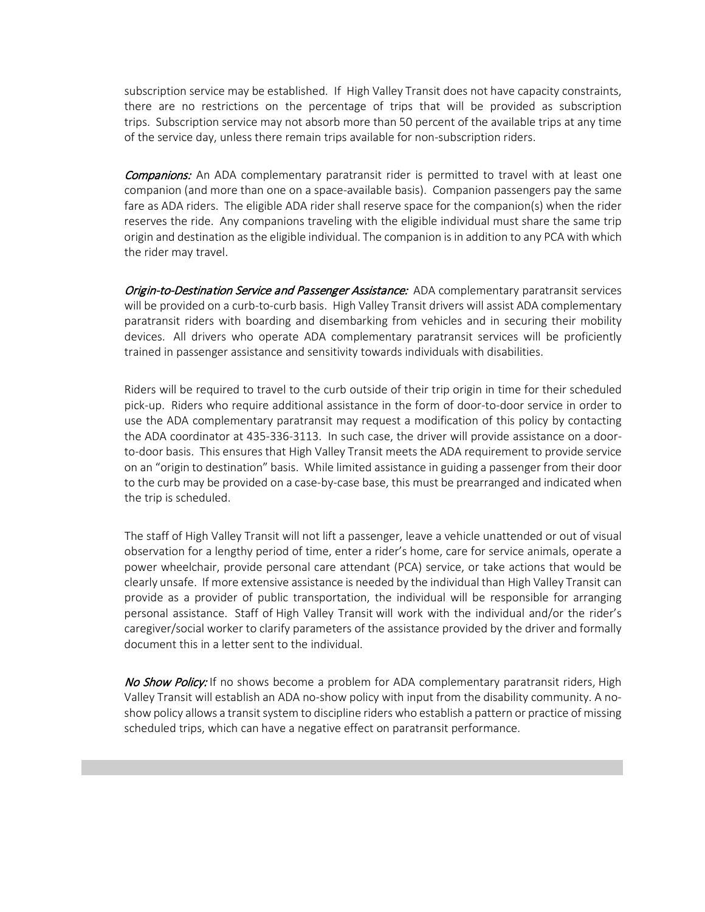subscription service may be established. If High Valley Transit does not have capacity constraints, there are no restrictions on the percentage of trips that will be provided as subscription trips. Subscription service may not absorb more than 50 percent of the available trips at any time of the service day, unless there remain trips available for non-subscription riders.

*Companions:* An ADA complementary paratransit rider is permitted to travel with at least one companion (and more than one on a space-available basis). Companion passengers pay the same fare as ADA riders. The eligible ADA rider shall reserve space for the companion(s) when the rider reserves the ride. Any companions traveling with the eligible individual must share the same trip origin and destination as the eligible individual. The companion is in addition to any PCA with which the rider may travel.

*Origin-to-Destination Service and Passenger Assistance:* ADA complementary paratransit services will be provided on a curb-to-curb basis. High Valley Transit drivers will assist ADA complementary paratransit riders with boarding and disembarking from vehicles and in securing their mobility devices. All drivers who operate ADA complementary paratransit services will be proficiently trained in passenger assistance and sensitivity towards individuals with disabilities.

Riders will be required to travel to the curb outside of their trip origin in time for their scheduled pick-up. Riders who require additional assistance in the form of door-to-door service in order to use the ADA complementary paratransit may request a modification of this policy by contacting the ADA coordinator at 435-336-3113. In such case, the driver will provide assistance on a door-to-door basis. This ensures that High Valley Transit meets the ADA requirement to provide service on an "origin to destination" basis. While limited assistance in guiding a passenger from their door to the curb may be provided on a case-by-case base, this must be prearranged and indicated when the trip is scheduled.

The staff of High Valley Transit will not lift a passenger, leave a vehicle unattended or out of visual observation for a lengthy period of time, enter a rider's home, care for service animals, operate a power wheelchair, provide personal care attendant (PCA) service, or take actions that would be clearly unsafe. If more extensive assistance is needed by the individual than High Valley Transit can provide as a provider of public transportation, the individual will be responsible for arranging personal assistance. Staff of High Valley Transit will work with the individual and/or the rider's caregiver/social worker to clarify parameters of the assistance provided by the driver and formally document this in a letter sent to the individual.

*No Show Policy:* If no shows become a problem for ADA complementary paratransit riders, High Valley Transit will establish an ADA no-show policy with input from the disability community. A no-show policy allows a transit system to discipline riders who establish a pattern or practice of missing scheduled trips, which can have a negative effect on paratransit performance.